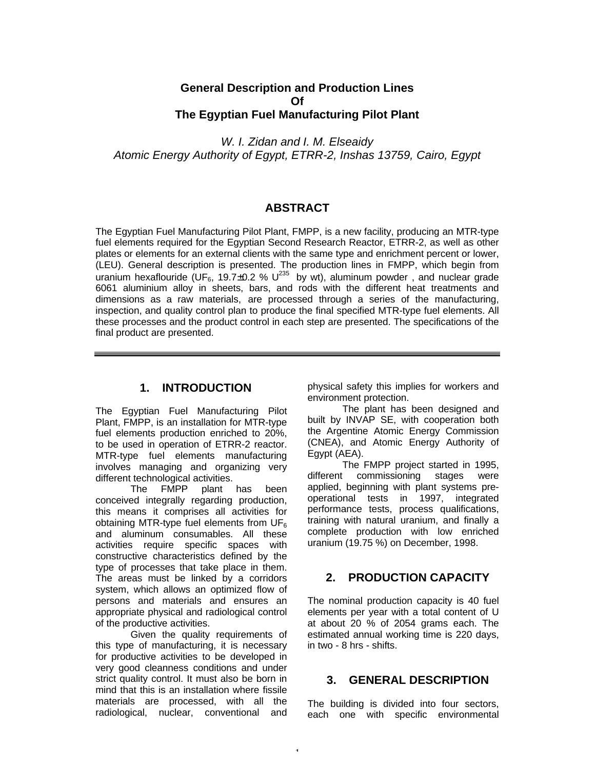# General Description and Production Lines Of The Egyptian Fuel Manufacturing Pilot Plant

*W. I. Zidan and I. M. Elseaidy*
*Atomic Energy Authority of Egypt, ETRR-2, Inshas 13759, Cairo, Egypt*

## ABSTRACT

The Egyptian Fuel Manufacturing Pilot Plant, FMPP, is a new facility, producing an MTR-type fuel elements required for the Egyptian Second Research Reactor, ETRR-2, as well as other plates or elements for an external clients with the same type and enrichment percent or lower, (LEU). General description is presented. The production lines in FMPP, which begin from uranium hexaflouride ($UF_6$, 19.7±0.2 % $U^{235}$ by wt), aluminum powder , and nuclear grade 6061 aluminium alloy in sheets, bars, and rods with the different heat treatments and dimensions as a raw materials, are processed through a series of the manufacturing, inspection, and quality control plan to produce the final specified MTR-type fuel elements. All these processes and the product control in each step are presented. The specifications of the final product are presented.

## 1. INTRODUCTION

The Egyptian Fuel Manufacturing Pilot Plant, FMPP, is an installation for MTR-type fuel elements production enriched to 20%, to be used in operation of ETRR-2 reactor. MTR-type fuel elements manufacturing involves managing and organizing very different technological activities.

The FMPP plant has been conceived integrally regarding production, this means it comprises all activities for obtaining MTR-type fuel elements from $UF_6$ and aluminum consumables. All these activities require specific spaces with constructive characteristics defined by the type of processes that take place in them. The areas must be linked by a corridors system, which allows an optimized flow of persons and materials and ensures an appropriate physical and radiological control of the productive activities.

Given the quality requirements of this type of manufacturing, it is necessary for productive activities to be developed in very good cleanness conditions and under strict quality control. It must also be born in mind that this is an installation where fissile materials are processed, with all the radiological, nuclear, conventional and physical safety this implies for workers and environment protection.

The plant has been designed and built by INVAP SE, with cooperation both the Argentine Atomic Energy Commission (CNEA), and Atomic Energy Authority of Egypt (AEA).

The FMPP project started in 1995, different commissioning stages were applied, beginning with plant systems pre-operational tests in 1997, integrated performance tests, process qualifications, training with natural uranium, and finally a complete production with low enriched uranium (19.75 %) on December, 1998.

## 2. PRODUCTION CAPACITY

The nominal production capacity is 40 fuel elements per year with a total content of U at about 20 % of 2054 grams each. The estimated annual working time is 220 days, in two - 8 hrs - shifts.

## 3. GENERAL DESCRIPTION

The building is divided into four sectors, each one with specific environmental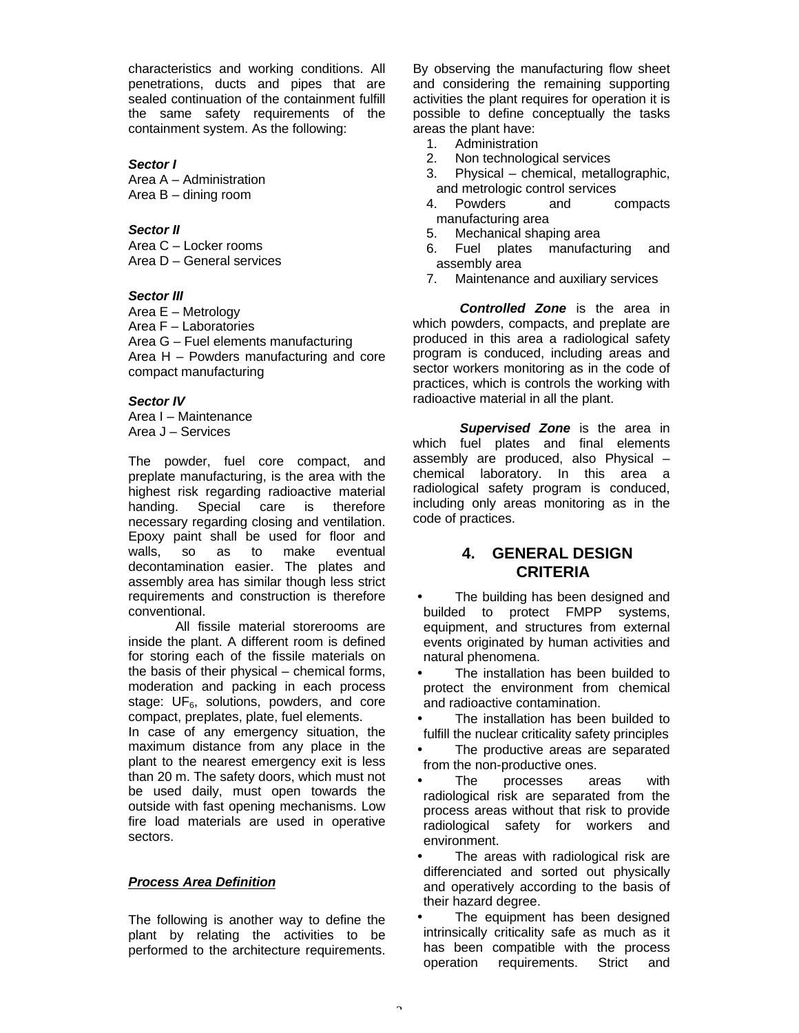characteristics and working conditions. All penetrations, ducts and pipes that are sealed continuation of the containment fulfill the same safety requirements of the containment system. As the following:

***Sector I***

Area A – Administration
Area B – dining room

***Sector II***

Area C – Locker rooms
Area D – General services

***Sector III***

Area E – Metrology
Area F – Laboratories
Area G – Fuel elements manufacturing
Area H – Powders manufacturing and core compact manufacturing

***Sector IV***

Area I – Maintenance
Area J – Services

The powder, fuel core compact, and preplate manufacturing, is the area with the highest risk regarding radioactive material handing. Special care is therefore necessary regarding closing and ventilation. Epoxy paint shall be used for floor and walls, so as to make eventual decontamination easier. The plates and assembly area has similar though less strict requirements and construction is therefore conventional.

All fissile material storerooms are inside the plant. A different room is defined for storing each of the fissile materials on the basis of their physical – chemical forms, moderation and packing in each process stage: $UF_6$, solutions, powders, and core compact, preplates, plate, fuel elements.

In case of any emergency situation, the maximum distance from any place in the plant to the nearest emergency exit is less than 20 m. The safety doors, which must not be used daily, must open towards the outside with fast opening mechanisms. Low fire load materials are used in operative sectors.

***Process Area Definition***

The following is another way to define the plant by relating the activities to be performed to the architecture requirements. By observing the manufacturing flow sheet and considering the remaining supporting activities the plant requires for operation it is possible to define conceptually the tasks areas the plant have:

1. Administration
2. Non technological services
3. Physical – chemical, metallographic, and metrologic control services
4. Powders and compacts manufacturing area
5. Mechanical shaping area
6. Fuel plates manufacturing and assembly area
7. Maintenance and auxiliary services

***Controlled Zone*** is the area in which powders, compacts, and preplate are produced in this area a radiological safety program is conduced, including areas and sector workers monitoring as in the code of practices, which is controls the working with radioactive material in all the plant.

***Supervised Zone*** is the area in which fuel plates and final elements assembly are produced, also Physical – chemical laboratory. In this area a radiological safety program is conduced, including only areas monitoring as in the code of practices.

## 4. GENERAL DESIGN CRITERIA

- The building has been designed and builded to protect FMPP systems, equipment, and structures from external events originated by human activities and natural phenomena.
- The installation has been builded to protect the environment from chemical and radioactive contamination.
- The installation has been builded to fulfill the nuclear criticality safety principles
- The productive areas are separated from the non-productive ones.
- The processes areas with radiological risk are separated from the process areas without that risk to provide radiological safety for workers and environment.
- The areas with radiological risk are differenciated and sorted out physically and operatively according to the basis of their hazard degree.
- The equipment has been designed intrinsically criticality safe as much as it has been compatible with the process operation requirements. Strict and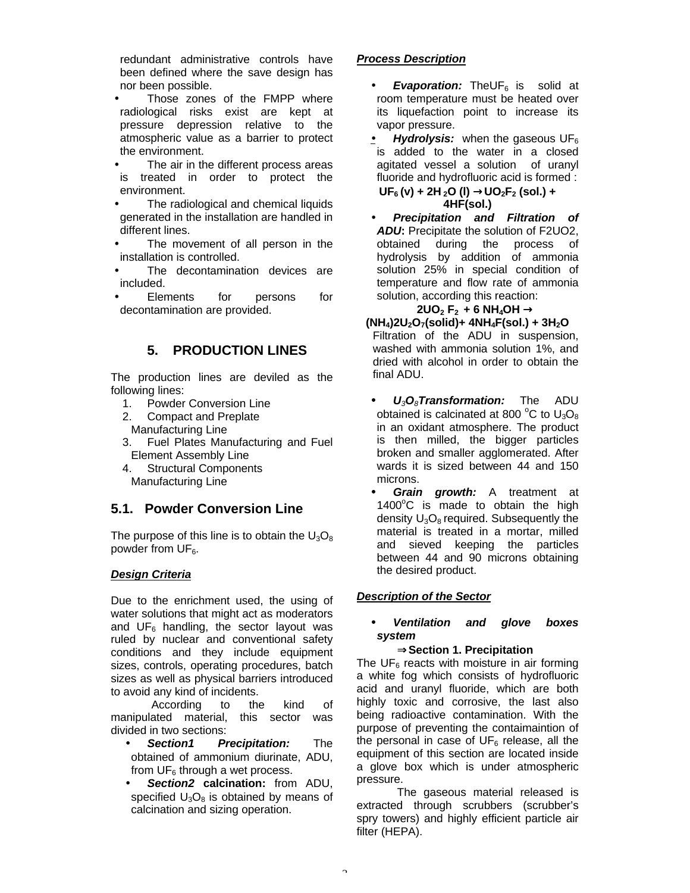redundant administrative controls have been defined where the save design has nor been possible.

- Those zones of the FMPP where radiological risks exist are kept at pressure depression relative to the atmospheric value as a barrier to protect the environment.
- The air in the different process areas is treated in order to protect the environment.
- The radiological and chemical liquids generated in the installation are handled in different lines.
- The movement of all person in the installation is controlled.
- The decontamination devices are included.
- Elements for persons for decontamination are provided.

## 5. PRODUCTION LINES

The production lines are deviled as the following lines:

1. Powder Conversion Line
2. Compact and Preplate Manufacturing Line
3. Fuel Plates Manufacturing and Fuel Element Assembly Line
4. Structural Components Manufacturing Line

### 5.1. Powder Conversion Line

The purpose of this line is to obtain the $U_3O_8$ powder from $UF_6$.

***Design Criteria***

Due to the enrichment used, the using of water solutions that might act as moderators and $UF_6$ handling, the sector layout was ruled by nuclear and conventional safety conditions and they include equipment sizes, controls, operating procedures, batch sizes as well as physical barriers introduced to avoid any kind of incidents.

According to the kind of manipulated material, this sector was divided in two sections:

- ***Section1 Precipitation:*** The obtained of ammonium diurinate, ADU, from $UF_6$ through a wet process.
- ***Section2* calcination:** from ADU, specified $U_3O_8$ is obtained by means of calcination and sizing operation.

***Process Description***

- ***Evaporation:*** The$UF_6$ is solid at room temperature must be heated over its liquefaction point to increase its vapor pressure.
- ***Hydrolysis:*** when the gaseous $UF_6$ is added to the water in a closed agitated vessel a solution of uranyl fluoride and hydrofluoric acid is formed :

$$UF_6\,(v) + 2H_2O\,(l) \rightarrow UO_2F_2\,(sol.) + 4HF(sol.)$$

- ***Precipitation and Filtration of ADU*:** Precipitate the solution of F2UO2, obtained during the process of hydrolysis by addition of ammonia solution 25% in special condition of temperature and flow rate of ammonia solution, according this reaction:

$$2UO_2F_2 + 6\,NH_4OH \rightarrow (NH_4)2U_2O_7(solid) + 4NH_4F(sol.) + 3H_2O$$

Filtration of the ADU in suspension, washed with ammonia solution 1%, and dried with alcohol in order to obtain the final ADU.

- ***$U_3O_8$Transformation:*** The ADU obtained is calcinated at 800 $^oC$ to $U_3O_8$ in an oxidant atmosphere. The product is then milled, the bigger particles broken and smaller agglomerated. After wards it is sized between 44 and 150 microns.
- ***Grain growth:*** A treatment at 1400$^oC$ is made to obtain the high density $U_3O_8$ required. Subsequently the material is treated in a mortar, milled and sieved keeping the particles between 44 and 90 microns obtaining the desired product.

***Description of the Sector***

- ***Ventilation and glove boxes system***

⇒ **Section 1. Precipitation**

The $UF_6$ reacts with moisture in air forming a white fog which consists of hydrofluoric acid and uranyl fluoride, which are both highly toxic and corrosive, the last also being radioactive contamination. With the purpose of preventing the contaimaintion of the personal in case of $UF_6$ release, all the equipment of this section are located inside a glove box which is under atmospheric pressure.

The gaseous material released is extracted through scrubbers (scrubber's spry towers) and highly efficient particle air filter (HEPA).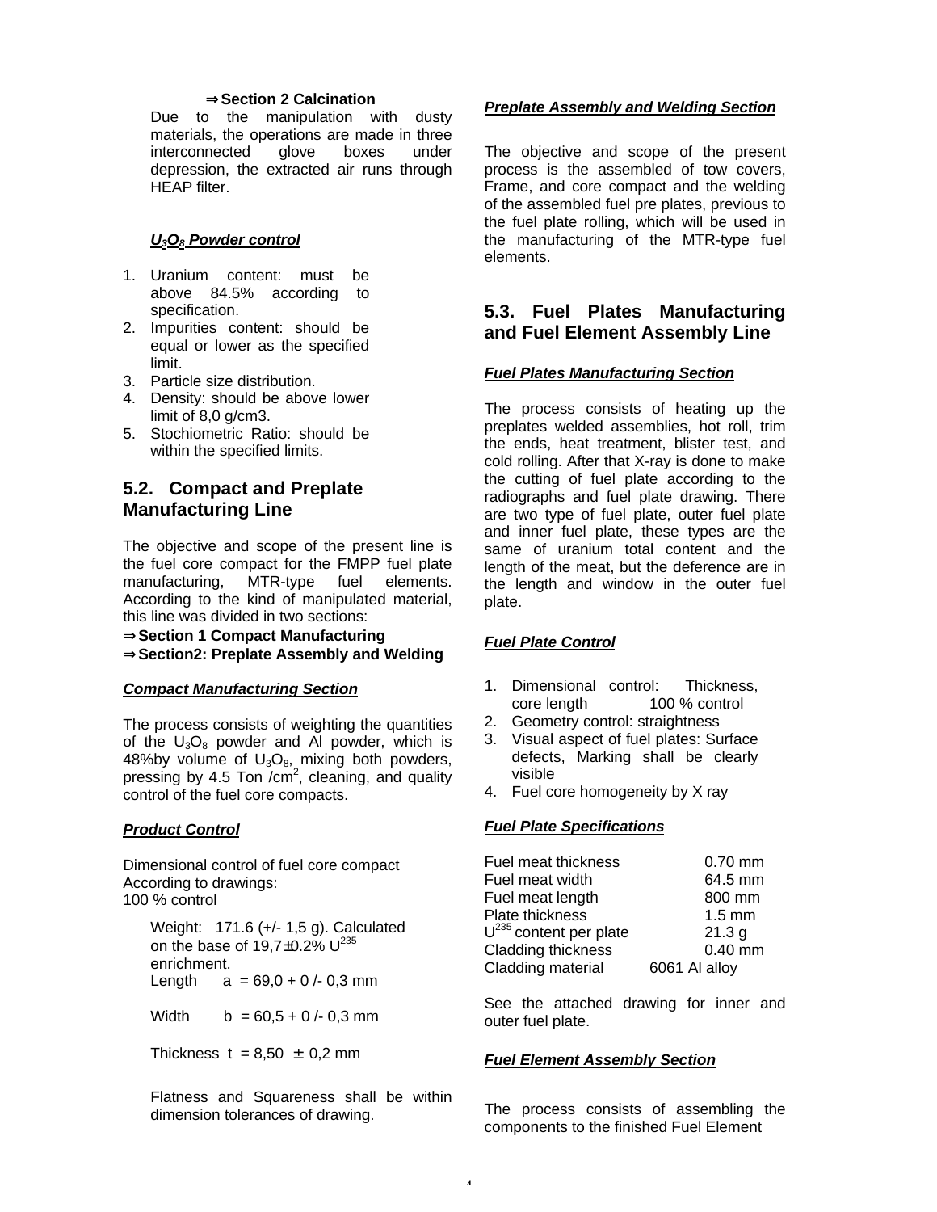⇒ **Section 2 Calcination**

Due to the manipulation with dusty materials, the operations are made in three interconnected glove boxes under depression, the extracted air runs through HEAP filter.

***$U_3O_8$ Powder control***

1. Uranium content: must be above 84.5% according to specification.
2. Impurities content: should be equal or lower as the specified limit.
3. Particle size distribution.
4. Density: should be above lower limit of 8,0 g/cm3.
5. Stochiometric Ratio: should be within the specified limits.

## 5.2. Compact and Preplate Manufacturing Line

The objective and scope of the present line is the fuel core compact for the FMPP fuel plate manufacturing, MTR-type fuel elements. According to the kind of manipulated material, this line was divided in two sections:

⇒ **Section 1 Compact Manufacturing**
⇒ **Section2: Preplate Assembly and Welding**

***Compact Manufacturing Section***

The process consists of weighting the quantities of the $U_3O_8$ powder and Al powder, which is 48%by volume of $U_3O_8$, mixing both powders, pressing by 4.5 Ton /cm$^2$, cleaning, and quality control of the fuel core compacts.

***Product Control***

Dimensional control of fuel core compact
According to drawings:
100 % control

Weight: 171.6 (+/- 1,5 g). Calculated on the base of 19,7±0.2% $U^{235}$ enrichment.
Length a = 69,0 + 0 /- 0,3 mm

Width b = 60,5 + 0 /- 0,3 mm

Thickness t = 8,50 ± 0,2 mm

Flatness and Squareness shall be within dimension tolerances of drawing.

***Preplate Assembly and Welding Section***

The objective and scope of the present process is the assembled of tow covers, Frame, and core compact and the welding of the assembled fuel pre plates, previous to the fuel plate rolling, which will be used in the manufacturing of the MTR-type fuel elements.

## 5.3. Fuel Plates Manufacturing and Fuel Element Assembly Line

***Fuel Plates Manufacturing Section***

The process consists of heating up the preplates welded assemblies, hot roll, trim the ends, heat treatment, blister test, and cold rolling. After that X-ray is done to make the cutting of fuel plate according to the radiographs and fuel plate drawing. There are two type of fuel plate, outer fuel plate and inner fuel plate, these types are the same of uranium total content and the length of the meat, but the deference are in the length and window in the outer fuel plate.

***Fuel Plate Control***

1. Dimensional control: Thickness, core length 100 % control
2. Geometry control: straightness
3. Visual aspect of fuel plates: Surface defects, Marking shall be clearly visible
4. Fuel core homogeneity by X ray

***Fuel Plate Specifications***

| | |
|---|---|
| Fuel meat thickness | 0.70 mm |
| Fuel meat width | 64.5 mm |
| Fuel meat length | 800 mm |
| Plate thickness | 1.5 mm |
| $U^{235}$ content per plate | 21.3 g |
| Cladding thickness | 0.40 mm |
| Cladding material | 6061 Al alloy |

See the attached drawing for inner and outer fuel plate.

***Fuel Element Assembly Section***

The process consists of assembling the components to the finished Fuel Element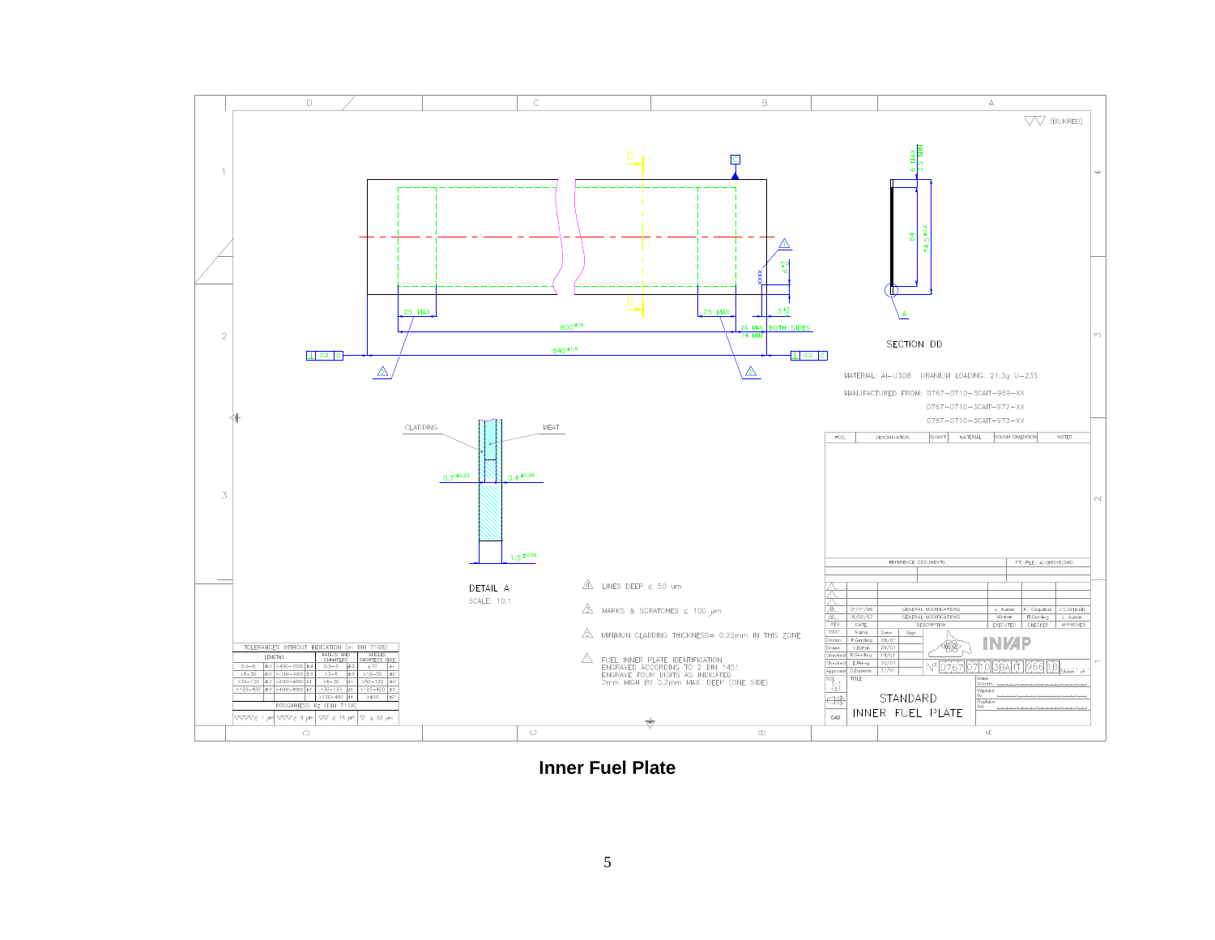**Inner Fuel Plate**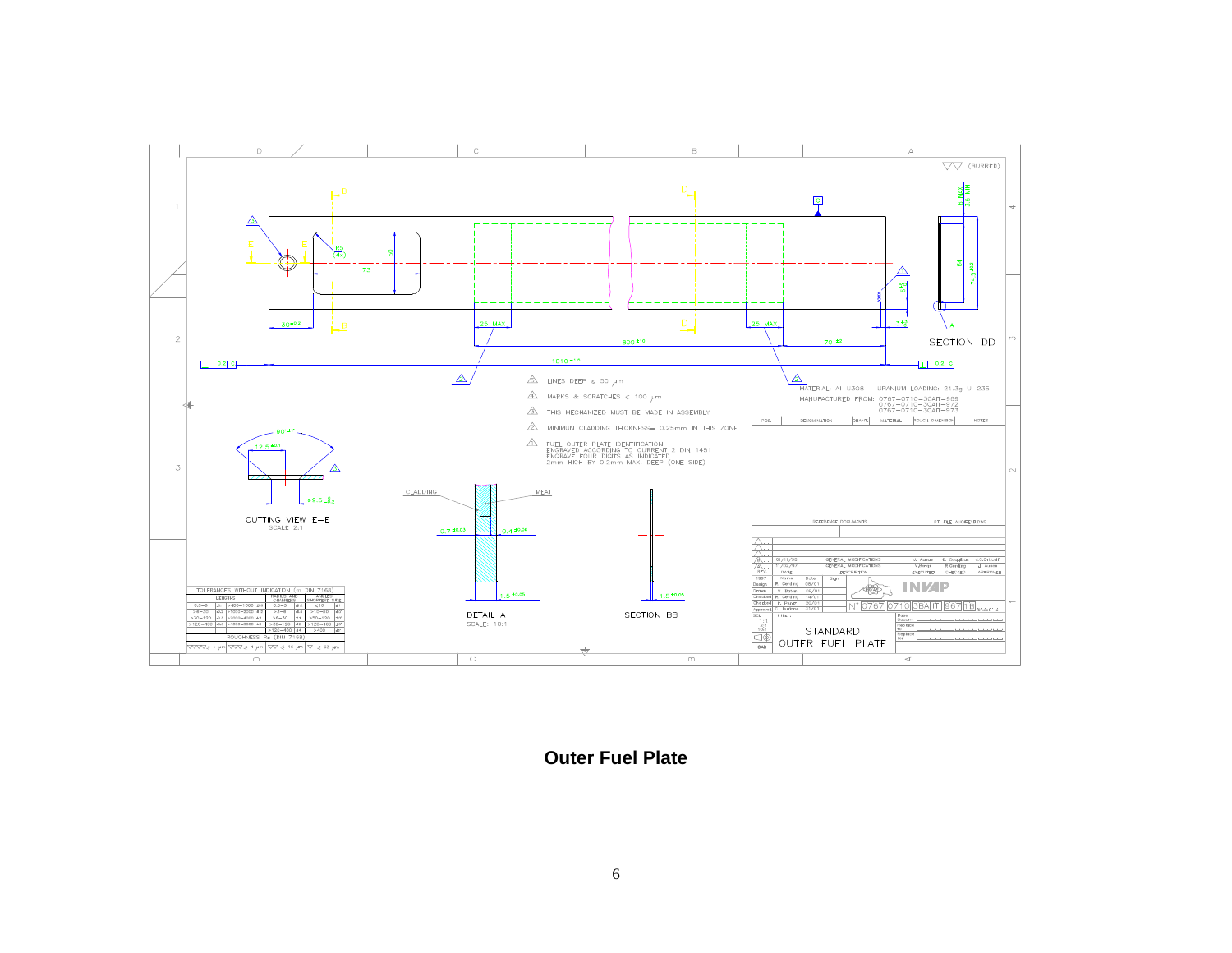**Outer Fuel Plate**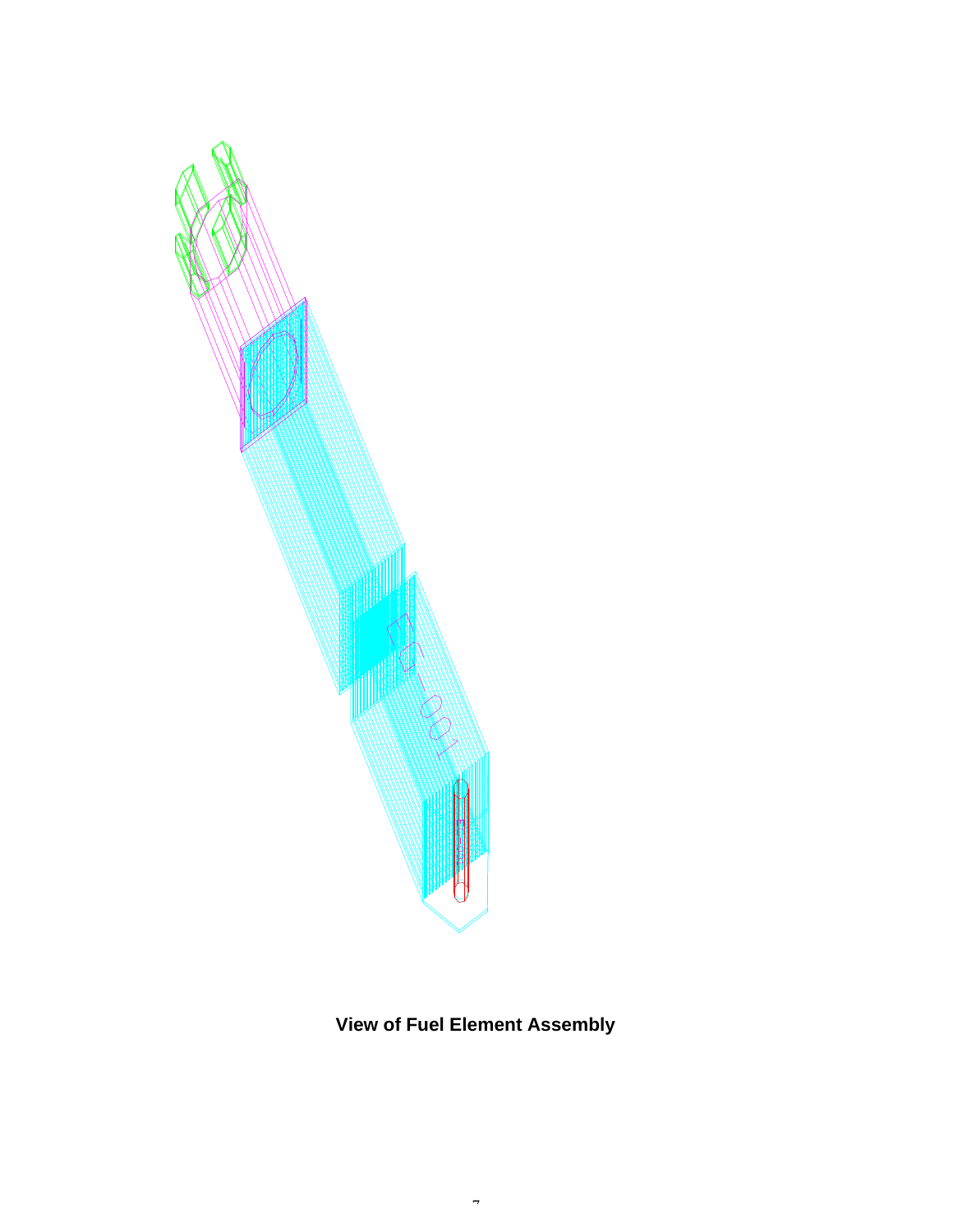**View of Fuel Element Assembly**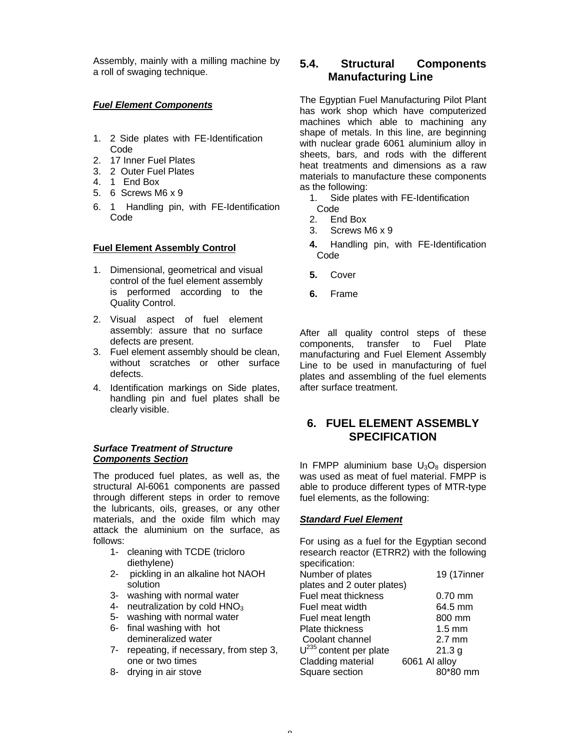Assembly, mainly with a milling machine by a roll of swaging technique.

***Fuel Element Components***

1. 2 Side plates with FE-Identification Code
2. 17 Inner Fuel Plates
3. 2 Outer Fuel Plates
4. 1 End Box
5. 6 Screws M6 x 9
6. 1 Handling pin, with FE-Identification Code

**Fuel Element Assembly Control**

1. Dimensional, geometrical and visual control of the fuel element assembly is performed according to the Quality Control.
2. Visual aspect of fuel element assembly: assure that no surface defects are present.
3. Fuel element assembly should be clean, without scratches or other surface defects.
4. Identification markings on Side plates, handling pin and fuel plates shall be clearly visible.

***Surface Treatment of Structure Components Section***

The produced fuel plates, as well as, the structural Al-6061 components are passed through different steps in order to remove the lubricants, oils, greases, or any other materials, and the oxide film which may attack the aluminium on the surface, as follows:

1- cleaning with TCDE (tricloro diethylene)
2- pickling in an alkaline hot NAOH solution
3- washing with normal water
4- neutralization by cold $HNO_3$
5- washing with normal water
6- final washing with hot demineralized water
7- repeating, if necessary, from step 3, one or two times
8- drying in air stove

## 5.4. Structural Components Manufacturing Line

The Egyptian Fuel Manufacturing Pilot Plant has work shop which have computerized machines which able to machining any shape of metals. In this line, are beginning with nuclear grade 6061 aluminium alloy in sheets, bars, and rods with the different heat treatments and dimensions as a raw materials to manufacture these components as the following:

1. Side plates with FE-Identification Code
2. End Box
3. Screws M6 x 9
4. Handling pin, with FE-Identification Code
5. Cover
6. Frame

After all quality control steps of these components, transfer to Fuel Plate manufacturing and Fuel Element Assembly Line to be used in manufacturing of fuel plates and assembling of the fuel elements after surface treatment.

# 6. FUEL ELEMENT ASSEMBLY SPECIFICATION

In FMPP aluminium base $U_3O_8$ dispersion was used as meat of fuel material. FMPP is able to produce different types of MTR-type fuel elements, as the following:

***Standard Fuel Element***

For using as a fuel for the Egyptian second research reactor (ETRR2) with the following specification:

| | |
|---|---|
| Number of plates | 19 (17inner plates and 2 outer plates) |
| Fuel meat thickness | 0.70 mm |
| Fuel meat width | 64.5 mm |
| Fuel meat length | 800 mm |
| Plate thickness | 1.5 mm |
| Coolant channel | 2.7 mm |
| $U^{235}$ content per plate | 21.3 g |
| Cladding material | 6061 Al alloy |
| Square section | 80*80 mm |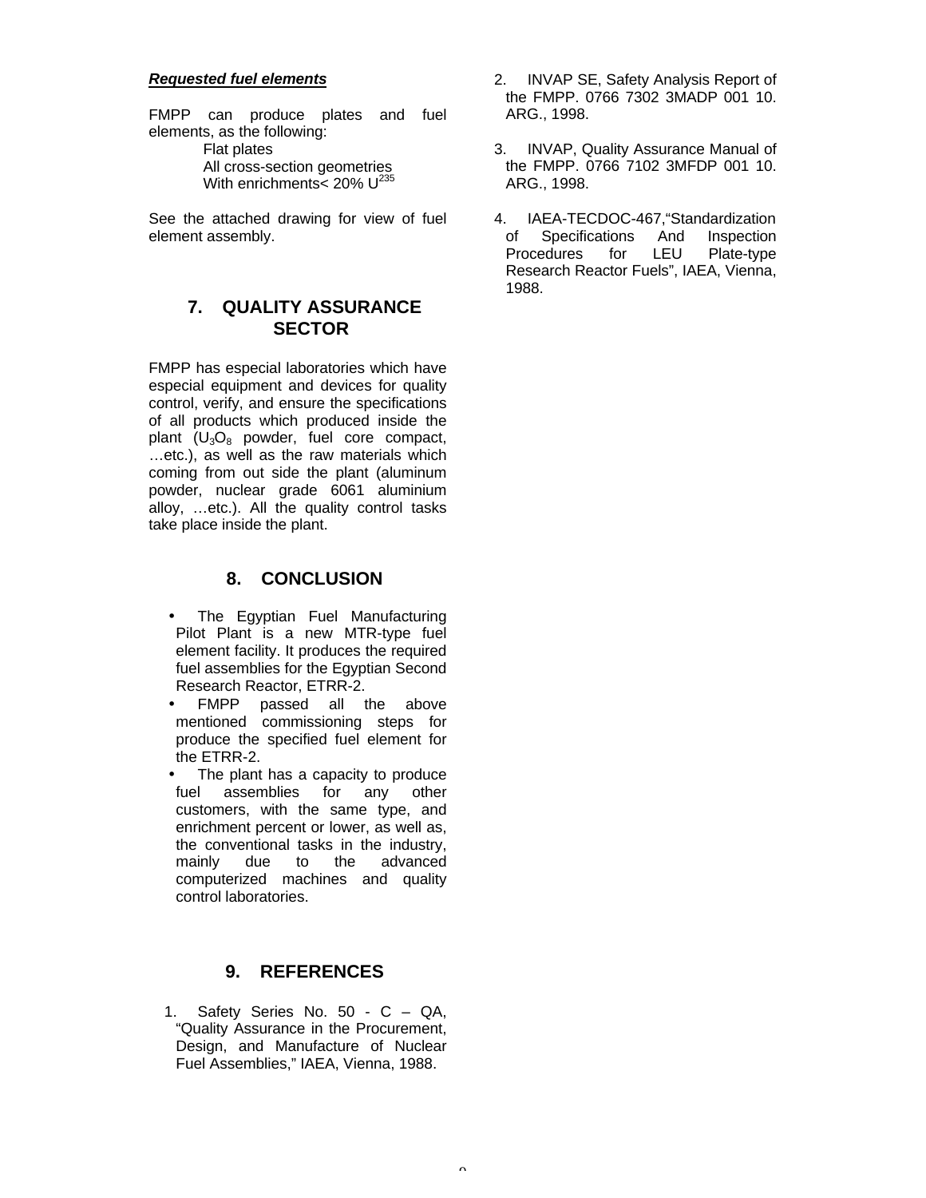***Requested fuel elements***

FMPP can produce plates and fuel elements, as the following:

Flat plates
All cross-section geometries
With enrichments< 20% $U^{235}$

See the attached drawing for view of fuel element assembly.

## 7. QUALITY ASSURANCE SECTOR

FMPP has especial laboratories which have especial equipment and devices for quality control, verify, and ensure the specifications of all products which produced inside the plant ($U_3O_8$ powder, fuel core compact, …etc.), as well as the raw materials which coming from out side the plant (aluminum powder, nuclear grade 6061 aluminium alloy, …etc.). All the quality control tasks take place inside the plant.

## 8. CONCLUSION

- The Egyptian Fuel Manufacturing Pilot Plant is a new MTR-type fuel element facility. It produces the required fuel assemblies for the Egyptian Second Research Reactor, ETRR-2.
- FMPP passed all the above mentioned commissioning steps for produce the specified fuel element for the ETRR-2.
- The plant has a capacity to produce fuel assemblies for any other customers, with the same type, and enrichment percent or lower, as well as, the conventional tasks in the industry, mainly due to the advanced computerized machines and quality control laboratories.

## 9. REFERENCES

1. Safety Series No. 50 - C – QA, "Quality Assurance in the Procurement, Design, and Manufacture of Nuclear Fuel Assemblies," IAEA, Vienna, 1988.
2. INVAP SE, Safety Analysis Report of the FMPP. 0766 7302 3MADP 001 10. ARG., 1998.
3. INVAP, Quality Assurance Manual of the FMPP. 0766 7102 3MFDP 001 10. ARG., 1998.
4. IAEA-TECDOC-467,"Standardization of Specifications And Inspection Procedures for LEU Plate-type Research Reactor Fuels", IAEA, Vienna, 1988.